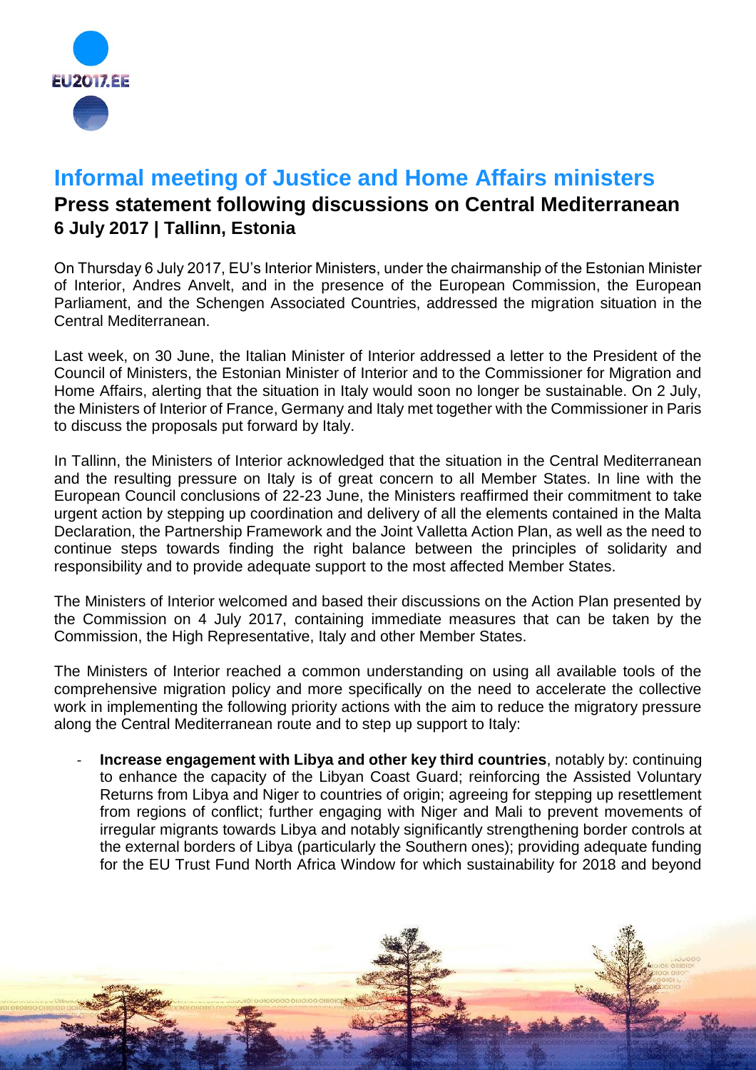# Informal meeting of Justice and Home Affairs ministers

## Press statement following discussions on Central Mediterranean

### 6 July 2017 | Tallinn, Estonia

On Thursday 6 July 2017, EU's Interior Ministers, under the chairmanship of the Estonian Minister of Interior, Andres Anvelt, and in the presence of the European Commission, the European Parliament, and the Schengen Associated Countries, addressed the migration situation in the Central Mediterranean.

Last week, on 30 June, the Italian Minister of Interior addressed a letter to the President of the Council of Ministers, the Estonian Minister of Interior and to the Commissioner for Migration and Home Affairs, alerting that the situation in Italy would soon no longer be sustainable. On 2 July, the Ministers of Interior of France, Germany and Italy met together with the Commissioner in Paris to discuss the proposals put forward by Italy.

In Tallinn, the Ministers of Interior acknowledged that the situation in the Central Mediterranean and the resulting pressure on Italy is of great concern to all Member States. In line with the European Council conclusions of 22-23 June, the Ministers reaffirmed their commitment to take urgent action by stepping up coordination and delivery of all the elements contained in the Malta Declaration, the Partnership Framework and the Joint Valletta Action Plan, as well as the need to continue steps towards finding the right balance between the principles of solidarity and responsibility and to provide adequate support to the most affected Member States.

The Ministers of Interior welcomed and based their discussions on the Action Plan presented by the Commission on 4 July 2017, containing immediate measures that can be taken by the Commission, the High Representative, Italy and other Member States.

The Ministers of Interior reached a common understanding on using all available tools of the comprehensive migration policy and more specifically on the need to accelerate the collective work in implementing the following priority actions with the aim to reduce the migratory pressure along the Central Mediterranean route and to step up support to Italy:

- **Increase engagement with Libya and other key third countries**, notably by: continuing to enhance the capacity of the Libyan Coast Guard; reinforcing the Assisted Voluntary Returns from Libya and Niger to countries of origin; agreeing for stepping up resettlement from regions of conflict; further engaging with Niger and Mali to prevent movements of irregular migrants towards Libya and notably significantly strengthening border controls at the external borders of Libya (particularly the Southern ones); providing adequate funding for the EU Trust Fund North Africa Window for which sustainability for 2018 and beyond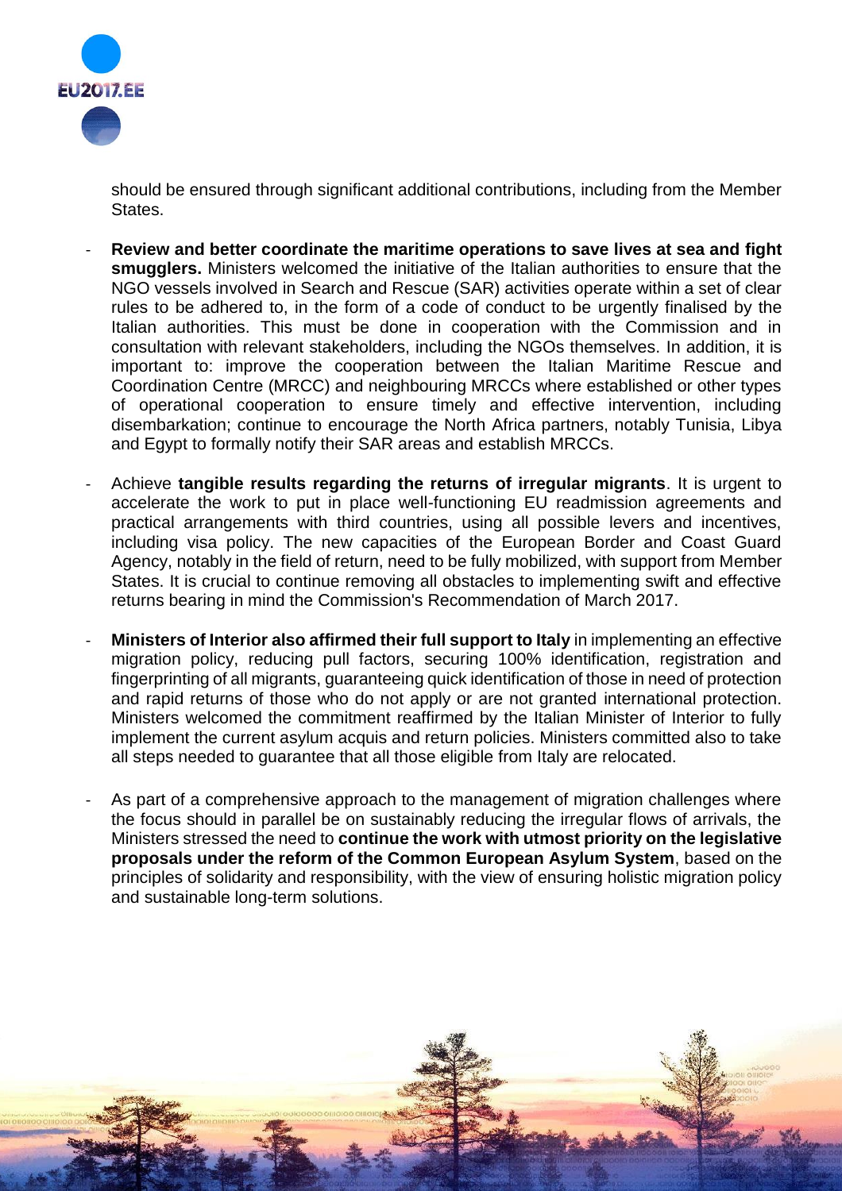should be ensured through significant additional contributions, including from the Member States.

- **Review and better coordinate the maritime operations to save lives at sea and fight smugglers.** Ministers welcomed the initiative of the Italian authorities to ensure that the NGO vessels involved in Search and Rescue (SAR) activities operate within a set of clear rules to be adhered to, in the form of a code of conduct to be urgently finalised by the Italian authorities. This must be done in cooperation with the Commission and in consultation with relevant stakeholders, including the NGOs themselves. In addition, it is important to: improve the cooperation between the Italian Maritime Rescue and Coordination Centre (MRCC) and neighbouring MRCCs where established or other types of operational cooperation to ensure timely and effective intervention, including disembarkation; continue to encourage the North Africa partners, notably Tunisia, Libya and Egypt to formally notify their SAR areas and establish MRCCs.

- Achieve **tangible results regarding the returns of irregular migrants**. It is urgent to accelerate the work to put in place well-functioning EU readmission agreements and practical arrangements with third countries, using all possible levers and incentives, including visa policy. The new capacities of the European Border and Coast Guard Agency, notably in the field of return, need to be fully mobilized, with support from Member States. It is crucial to continue removing all obstacles to implementing swift and effective returns bearing in mind the Commission's Recommendation of March 2017.

- **Ministers of Interior also affirmed their full support to Italy** in implementing an effective migration policy, reducing pull factors, securing 100% identification, registration and fingerprinting of all migrants, guaranteeing quick identification of those in need of protection and rapid returns of those who do not apply or are not granted international protection. Ministers welcomed the commitment reaffirmed by the Italian Minister of Interior to fully implement the current asylum acquis and return policies. Ministers committed also to take all steps needed to guarantee that all those eligible from Italy are relocated.

- As part of a comprehensive approach to the management of migration challenges where the focus should in parallel be on sustainably reducing the irregular flows of arrivals, the Ministers stressed the need to **continue the work with utmost priority on the legislative proposals under the reform of the Common European Asylum System**, based on the principles of solidarity and responsibility, with the view of ensuring holistic migration policy and sustainable long-term solutions.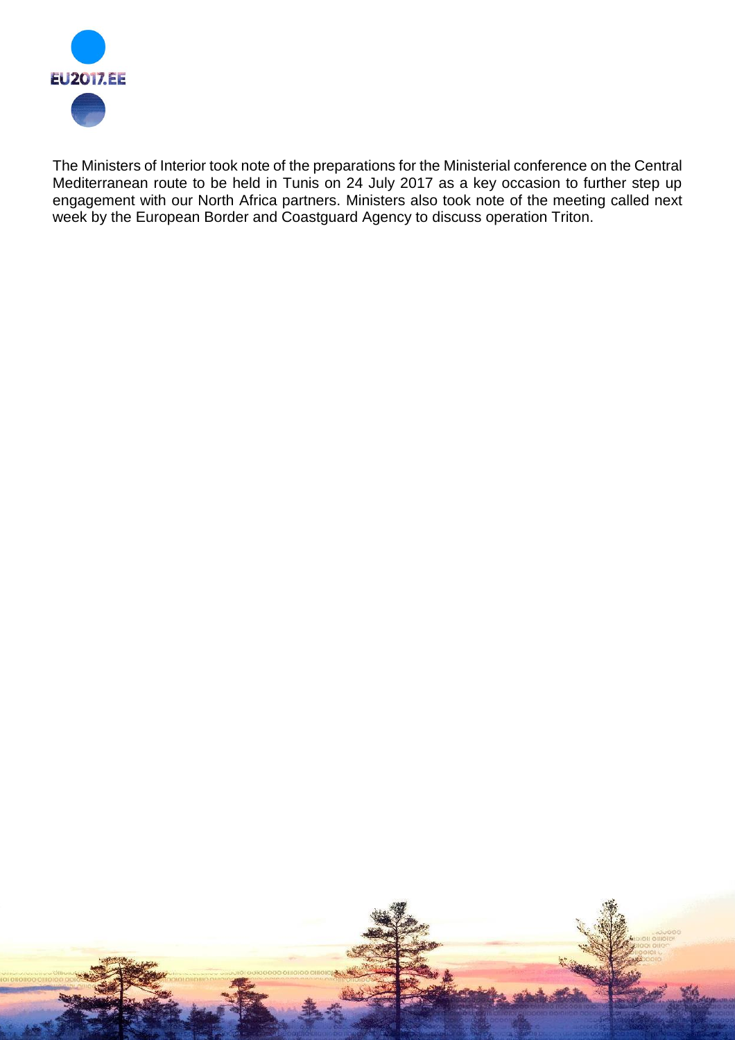The Ministers of Interior took note of the preparations for the Ministerial conference on the Central Mediterranean route to be held in Tunis on 24 July 2017 as a key occasion to further step up engagement with our North Africa partners. Ministers also took note of the meeting called next week by the European Border and Coastguard Agency to discuss operation Triton.